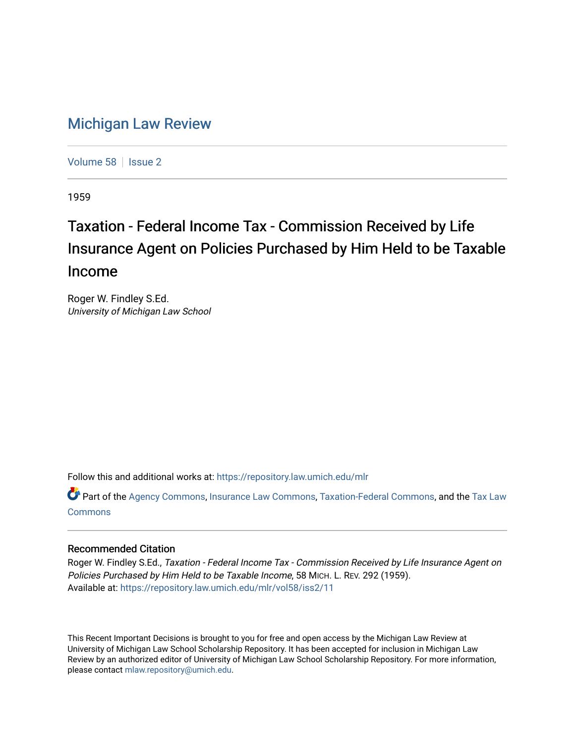# Michigan Law Review

Volume 58 | Issue 2

1959

## Taxation - Federal Income Tax - Commission Received by Life Insurance Agent on Policies Purchased by Him Held to be Taxable Income

Roger W. Findley S.Ed.
*University of Michigan Law School*

Follow this and additional works at: https://repository.law.umich.edu/mlr

Part of the Agency Commons, Insurance Law Commons, Taxation-Federal Commons, and the Tax Law Commons

### Recommended Citation

Roger W. Findley S.Ed., *Taxation - Federal Income Tax - Commission Received by Life Insurance Agent on Policies Purchased by Him Held to be Taxable Income*, 58 MICH. L. REV. 292 (1959).
Available at: https://repository.law.umich.edu/mlr/vol58/iss2/11

This Recent Important Decisions is brought to you for free and open access by the Michigan Law Review at University of Michigan Law School Scholarship Repository. It has been accepted for inclusion in Michigan Law Review by an authorized editor of University of Michigan Law School Scholarship Repository. For more information, please contact mlaw.repository@umich.edu.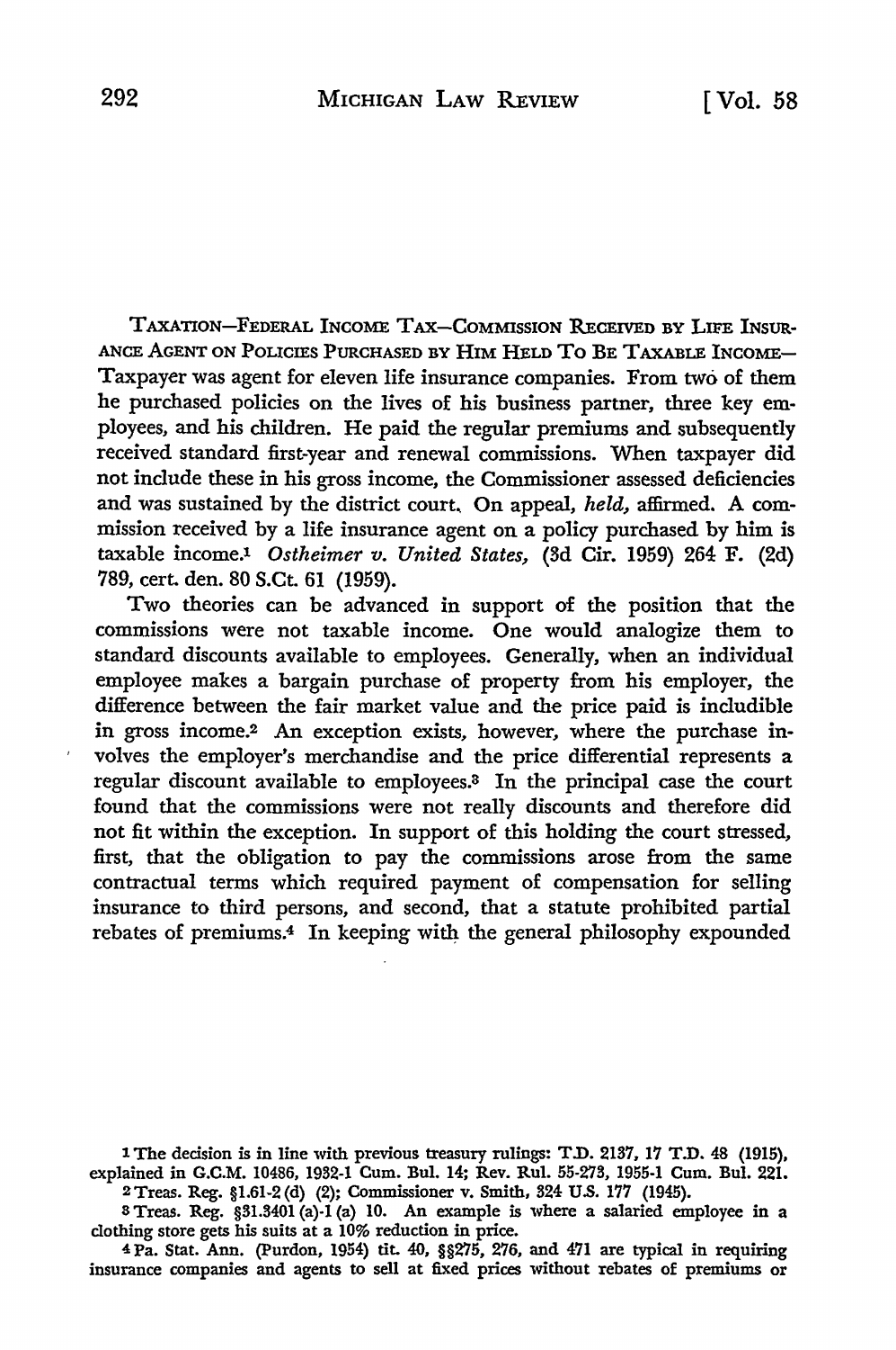TAXATION—FEDERAL INCOME TAX—COMMISSION RECEIVED BY LIFE INSURANCE AGENT ON POLICIES PURCHASED BY HIM HELD TO BE TAXABLE INCOME—Taxpayer was agent for eleven life insurance companies. From two of them he purchased policies on the lives of his business partner, three key employees, and his children. He paid the regular premiums and subsequently received standard first-year and renewal commissions. When taxpayer did not include these in his gross income, the Commissioner assessed deficiencies and was sustained by the district court. On appeal, *held,* affirmed. A commission received by a life insurance agent on a policy purchased by him is taxable income.[1] *Ostheimer v. United States,* (3d Cir. 1959) 264 F. (2d) 789, cert. den. 80 S.Ct. 61 (1959).

Two theories can be advanced in support of the position that the commissions were not taxable income. One would analogize them to standard discounts available to employees. Generally, when an individual employee makes a bargain purchase of property from his employer, the difference between the fair market value and the price paid is includible in gross income.[2] An exception exists, however, where the purchase involves the employer's merchandise and the price differential represents a regular discount available to employees.[3] In the principal case the court found that the commissions were not really discounts and therefore did not fit within the exception. In support of this holding the court stressed, first, that the obligation to pay the commissions arose from the same contractual terms which required payment of compensation for selling insurance to third persons, and second, that a statute prohibited partial rebates of premiums.[4] In keeping with the general philosophy expounded

---

[1] The decision is in line with previous treasury rulings: T.D. 2137, 17 T.D. 48 (1915), explained in G.C.M. 10486, 1932-1 Cum. Bul. 14; Rev. Rul. 55-273, 1955-1 Cum. Bul. 221.

[2] Treas. Reg. §1.61-2 (d) (2); Commissioner v. Smith, 324 U.S. 177 (1945).

[3] Treas. Reg. §31.3401 (a)-1 (a) 10. An example is where a salaried employee in a clothing store gets his suits at a 10% reduction in price.

[4] Pa. Stat. Ann. (Purdon, 1954) tit. 40, §§275, 276, and 471 are typical in requiring insurance companies and agents to sell at fixed prices without rebates of premiums or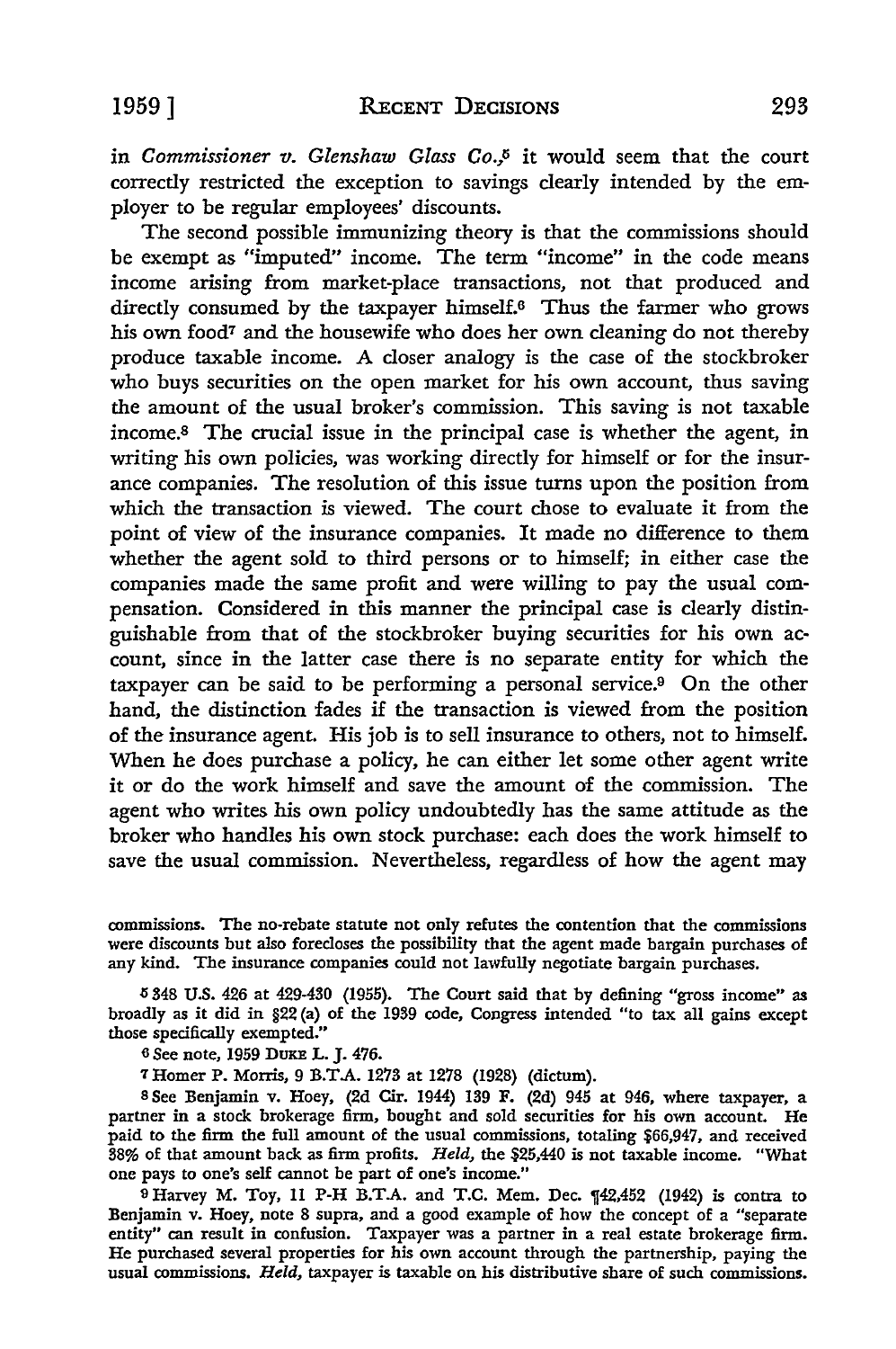in *Commissioner v. Glenshaw Glass Co.*,[5] it would seem that the court correctly restricted the exception to savings clearly intended by the employer to be regular employees' discounts.

The second possible immunizing theory is that the commissions should be exempt as "imputed" income. The term "income" in the code means income arising from market-place transactions, not that produced and directly consumed by the taxpayer himself.[6] Thus the farmer who grows his own food[7] and the housewife who does her own cleaning do not thereby produce taxable income. A closer analogy is the case of the stockbroker who buys securities on the open market for his own account, thus saving the amount of the usual broker's commission. This saving is not taxable income.[8] The crucial issue in the principal case is whether the agent, in writing his own policies, was working directly for himself or for the insurance companies. The resolution of this issue turns upon the position from which the transaction is viewed. The court chose to evaluate it from the point of view of the insurance companies. It made no difference to them whether the agent sold to third persons or to himself; in either case the companies made the same profit and were willing to pay the usual compensation. Considered in this manner the principal case is clearly distinguishable from that of the stockbroker buying securities for his own account, since in the latter case there is no separate entity for which the taxpayer can be said to be performing a personal service.[9] On the other hand, the distinction fades if the transaction is viewed from the position of the insurance agent. His job is to sell insurance to others, not to himself. When he does purchase a policy, he can either let some other agent write it or do the work himself and save the amount of the commission. The agent who writes his own policy undoubtedly has the same attitude as the broker who handles his own stock purchase: each does the work himself to save the usual commission. Nevertheless, regardless of how the agent may

---

commissions. The no-rebate statute not only refutes the contention that the commissions were discounts but also forecloses the possibility that the agent made bargain purchases of any kind. The insurance companies could not lawfully negotiate bargain purchases.

[5] 348 U.S. 426 at 429-430 (1955). The Court said that by defining "gross income" as broadly as it did in §22 (a) of the 1939 code, Congress intended "to tax all gains except those specifically exempted."

[6] See note, 1959 DUKE L. J. 476.

[7] Homer P. Morris, 9 B.T.A. 1273 at 1278 (1928) (dictum).

[8] See Benjamin v. Hoey, (2d Cir. 1944) 139 F. (2d) 945 at 946, where taxpayer, a partner in a stock brokerage firm, bought and sold securities for his own account. He paid to the firm the full amount of the usual commissions, totaling $66,947, and received 38% of that amount back as firm profits. *Held*, the $25,440 is not taxable income. "What one pays to one's self cannot be part of one's income."

[9] Harvey M. Toy, 11 P-H B.T.A. and T.C. Mem. Dec. ¶42,452 (1942) is contra to Benjamin v. Hoey, note 8 supra, and a good example of how the concept of a "separate entity" can result in confusion. Taxpayer was a partner in a real estate brokerage firm. He purchased several properties for his own account through the partnership, paying the usual commissions. *Held*, taxpayer is taxable on his distributive share of such commissions.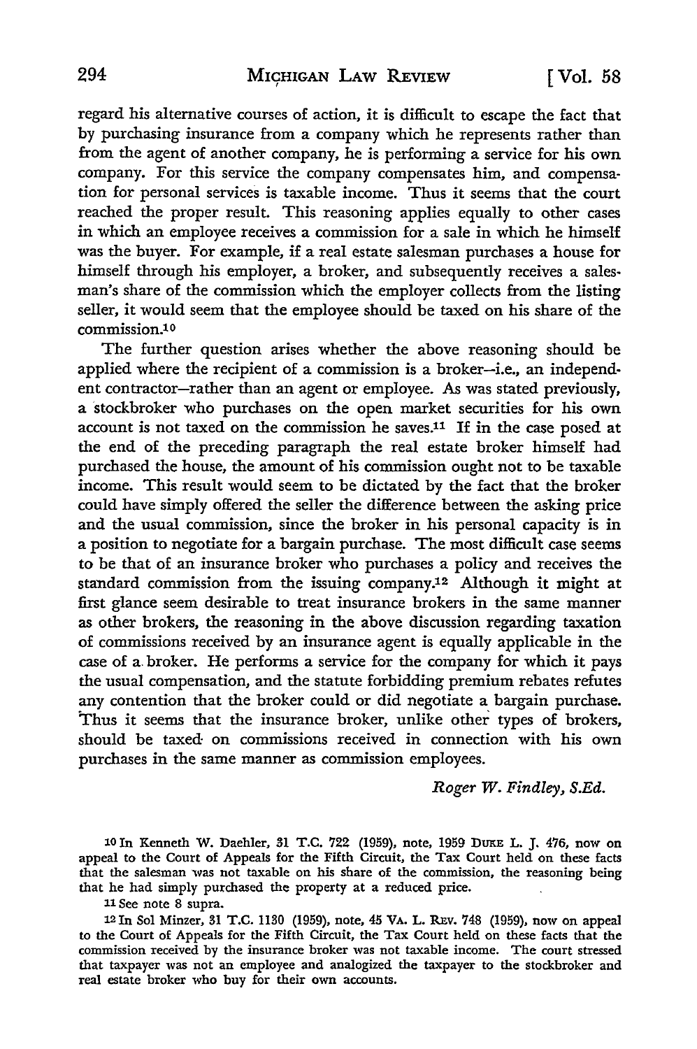regard his alternative courses of action, it is difficult to escape the fact that by purchasing insurance from a company which he represents rather than from the agent of another company, he is performing a service for his own company. For this service the company compensates him, and compensation for personal services is taxable income. Thus it seems that the court reached the proper result. This reasoning applies equally to other cases in which an employee receives a commission for a sale in which he himself was the buyer. For example, if a real estate salesman purchases a house for himself through his employer, a broker, and subsequently receives a salesman's share of the commission which the employer collects from the listing seller, it would seem that the employee should be taxed on his share of the commission.[10]

The further question arises whether the above reasoning should be applied where the recipient of a commission is a broker—i.e., an independent contractor—rather than an agent or employee. As was stated previously, a stockbroker who purchases on the open market securities for his own account is not taxed on the commission he saves.[11] If in the case posed at the end of the preceding paragraph the real estate broker himself had purchased the house, the amount of his commission ought not to be taxable income. This result would seem to be dictated by the fact that the broker could have simply offered the seller the difference between the asking price and the usual commission, since the broker in his personal capacity is in a position to negotiate for a bargain purchase. The most difficult case seems to be that of an insurance broker who purchases a policy and receives the standard commission from the issuing company.[12] Although it might at first glance seem desirable to treat insurance brokers in the same manner as other brokers, the reasoning in the above discussion regarding taxation of commissions received by an insurance agent is equally applicable in the case of a broker. He performs a service for the company for which it pays the usual compensation, and the statute forbidding premium rebates refutes any contention that the broker could or did negotiate a bargain purchase. Thus it seems that the insurance broker, unlike other types of brokers, should be taxed on commissions received in connection with his own purchases in the same manner as commission employees.

*Roger W. Findley, S.Ed.*

---

[10] In Kenneth W. Daehler, 31 T.C. 722 (1959), note, 1959 DUKE L. J. 476, now on appeal to the Court of Appeals for the Fifth Circuit, the Tax Court held on these facts that the salesman was not taxable on his share of the commission, the reasoning being that he had simply purchased the property at a reduced price.

[11] See note 8 supra.

[12] In Sol Minzer, 31 T.C. 1130 (1959), note, 45 VA. L. REV. 748 (1959), now on appeal to the Court of Appeals for the Fifth Circuit, the Tax Court held on these facts that the commission received by the insurance broker was not taxable income. The court stressed that taxpayer was not an employee and analogized the taxpayer to the stockbroker and real estate broker who buy for their own accounts.